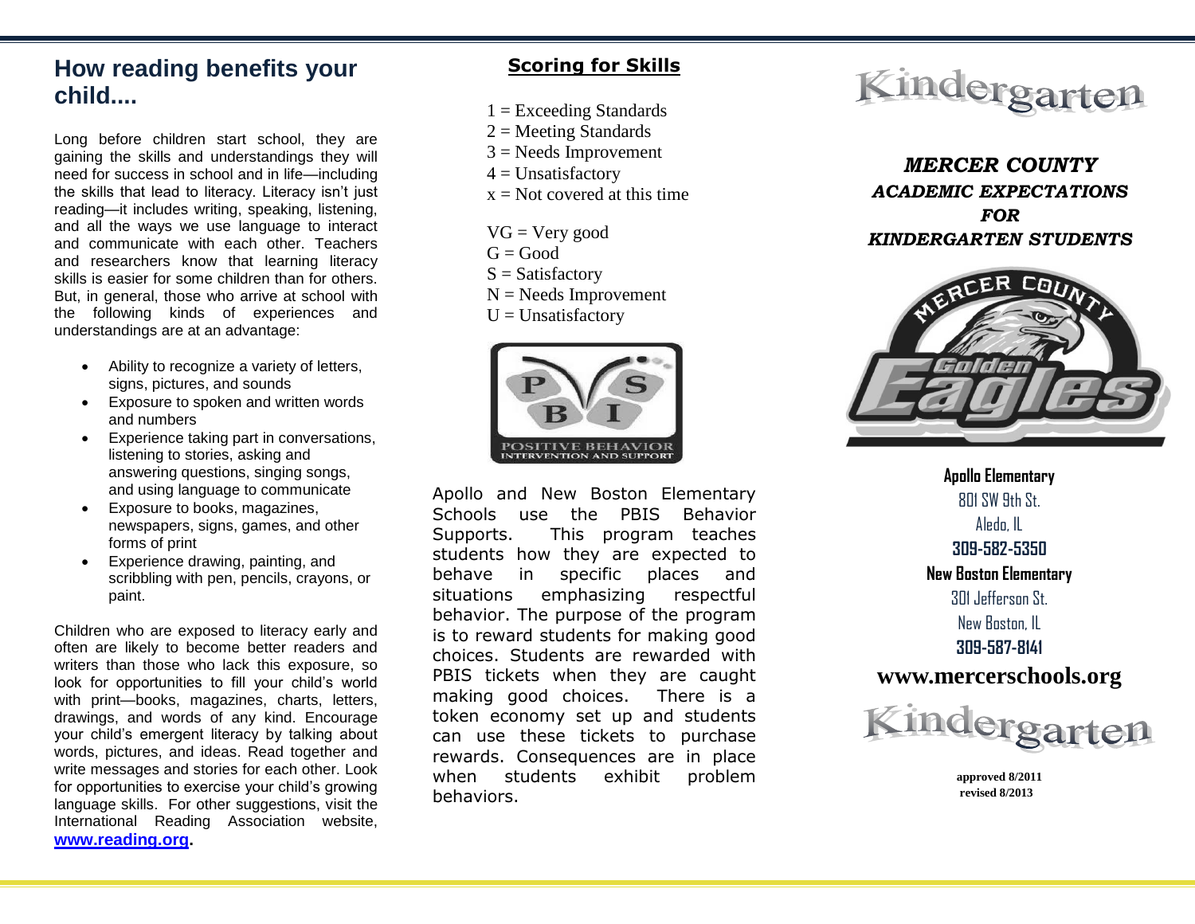## How reading benefits your child....

Long before children start school, they are gaining the skills and understandings they will need for success in school and in life—including the skills that lead to literacy. Literacy isn't just reading—it includes writing, speaking, listening, and all the ways we use language to interact and communicate with each other. Teachers and researchers know that learning literacy skills is easier for some children than for others. But, in general, those who arrive at school with the following kinds of experiences and understandings are at an advantage:

- Ability to recognize a variety of letters, signs, pictures, and sounds
- Exposure to spoken and written words and numbers
- Experience taking part in conversations, listening to stories, asking and answering questions, singing songs, and using language to communicate
- Exposure to books, magazines, newspapers, signs, games, and other forms of print
- Experience drawing, painting, and scribbling with pen, pencils, crayons, or paint.

Children who are exposed to literacy early and often are likely to become better readers and writers than those who lack this exposure, so look for opportunities to fill your child's world with print—books, magazines, charts, letters, drawings, and words of any kind. Encourage your child's emergent literacy by talking about words, pictures, and ideas. Read together and write messages and stories for each other. Look for opportunities to exercise your child's growing language skills. For other suggestions, visit the International Reading Association website, **www.reading.org**.

## Scoring for Skills

1 = Exceeding Standards
2 = Meeting Standards
3 = Needs Improvement
4 = Unsatisfactory
x = Not covered at this time

VG = Very good
G = Good
S = Satisfactory
N = Needs Improvement
U = Unsatisfactory

PBIS
POSITIVE BEHAVIOR INTERVENTION AND SUPPORT

Apollo and New Boston Elementary Schools use the PBIS Behavior Supports. This program teaches students how they are expected to behave in specific places and situations emphasizing respectful behavior. The purpose of the program is to reward students for making good choices. Students are rewarded with PBIS tickets when they are caught making good choices. There is a token economy set up and students can use these tickets to purchase rewards. Consequences are in place when students exhibit problem behaviors.

# Kindergarten

***MERCER COUNTY***
***ACADEMIC EXPECTATIONS***
***FOR***
***KINDERGARTEN STUDENTS***

MERCER COUNTY Golden Eagles

**Apollo Elementary**
801 SW 9th St.
Aledo, IL
**309-582-5350**

**New Boston Elementary**
301 Jefferson St.
New Boston, IL
**309-587-8141**

**www.mercerschools.org**

Kindergarten

**approved 8/2011**
**revised 8/2013**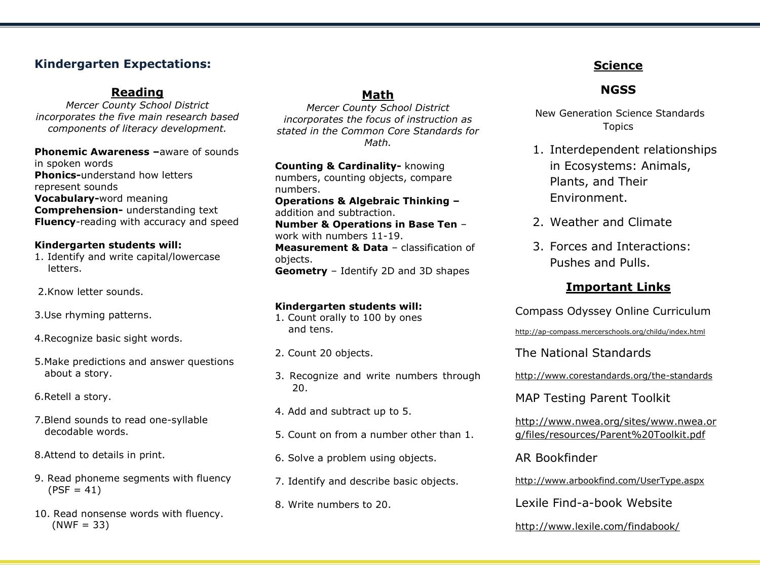## Kindergarten Expectations:

### Reading

*Mercer County School District incorporates the five main research based components of literacy development.*

**Phonemic Awareness –**aware of sounds in spoken words
**Phonics-**understand how letters represent sounds
**Vocabulary-**word meaning
**Comprehension-** understanding text
**Fluency**-reading with accuracy and speed

**Kindergarten students will:**

1. Identify and write capital/lowercase letters.
2. Know letter sounds.
3. Use rhyming patterns.
4. Recognize basic sight words.
5. Make predictions and answer questions about a story.
6. Retell a story.
7. Blend sounds to read one-syllable decodable words.
8. Attend to details in print.
9. Read phoneme segments with fluency (PSF = 41)
10. Read nonsense words with fluency. (NWF = 33)

### Math

*Mercer County School District incorporates the focus of instruction as stated in the Common Core Standards for Math.*

**Counting & Cardinality-** knowing numbers, counting objects, compare numbers.
**Operations & Algebraic Thinking –** addition and subtraction.
**Number & Operations in Base Ten** – work with numbers 11-19.
**Measurement & Data** – classification of objects.
**Geometry** – Identify 2D and 3D shapes

**Kindergarten students will:**

1. Count orally to 100 by ones and tens.
2. Count 20 objects.
3. Recognize and write numbers through 20.
4. Add and subtract up to 5.
5. Count on from a number other than 1.
6. Solve a problem using objects.
7. Identify and describe basic objects.
8. Write numbers to 20.

### Science

**NGSS**

New Generation Science Standards Topics

1. Interdependent relationships in Ecosystems: Animals, Plants, and Their Environment.
2. Weather and Climate
3. Forces and Interactions: Pushes and Pulls.

### Important Links

Compass Odyssey Online Curriculum

http://ap-compass.mercerschools.org/childu/index.html

The National Standards

http://www.corestandards.org/the-standards

MAP Testing Parent Toolkit

http://www.nwea.org/sites/www.nwea.org/files/resources/Parent%20Toolkit.pdf

AR Bookfinder

http://www.arbookfind.com/UserType.aspx

Lexile Find-a-book Website

http://www.lexile.com/findabook/